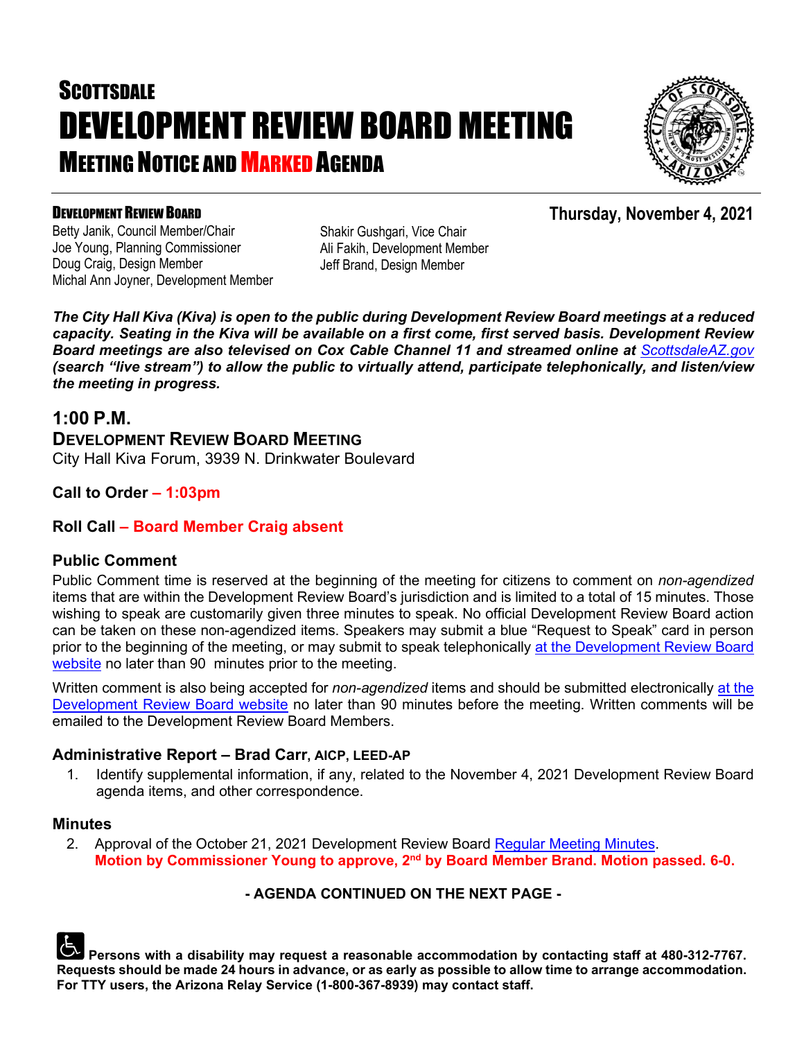# SCOTTSDALE
# DEVELOPMENT REVIEW BOARD MEETING
## MEETING NOTICE AND MARKED AGENDA

### DEVELOPMENT REVIEW BOARD

**Thursday, November 4, 2021**

Betty Janik, Council Member/Chair
Shakir Gushgari, Vice Chair
Joe Young, Planning Commissioner
Ali Fakih, Development Member
Doug Craig, Design Member
Jeff Brand, Design Member
Michal Ann Joyner, Development Member

***The City Hall Kiva (Kiva) is open to the public during Development Review Board meetings at a reduced capacity. Seating in the Kiva will be available on a first come, first served basis. Development Review Board meetings are also televised on Cox Cable Channel 11 and streamed online at [ScottsdaleAZ.gov](ScottsdaleAZ.gov) (search "live stream") to allow the public to virtually attend, participate telephonically, and listen/view the meeting in progress.***

## 1:00 P.M.

### DEVELOPMENT REVIEW BOARD MEETING

City Hall Kiva Forum, 3939 N. Drinkwater Boulevard

**Call to Order – 1:03pm**

**Roll Call – Board Member Craig absent**

### Public Comment

Public Comment time is reserved at the beginning of the meeting for citizens to comment on *non-agendized* items that are within the Development Review Board's jurisdiction and is limited to a total of 15 minutes. Those wishing to speak are customarily given three minutes to speak. No official Development Review Board action can be taken on these non-agendized items. Speakers may submit a blue "Request to Speak" card in person prior to the beginning of the meeting, or may submit to speak telephonically at the Development Review Board website no later than 90 minutes prior to the meeting.

Written comment is also being accepted for *non-agendized* items and should be submitted electronically at the Development Review Board website no later than 90 minutes before the meeting. Written comments will be emailed to the Development Review Board Members.

### Administrative Report – Brad Carr, AICP, LEED-AP

1. Identify supplemental information, if any, related to the November 4, 2021 Development Review Board agenda items, and other correspondence.

### Minutes

2. Approval of the October 21, 2021 Development Review Board Regular Meeting Minutes.
   **Motion by Commissioner Young to approve, 2nd by Board Member Brand. Motion passed. 6-0.**

**- AGENDA CONTINUED ON THE NEXT PAGE -**

**Persons with a disability may request a reasonable accommodation by contacting staff at 480-312-7767. Requests should be made 24 hours in advance, or as early as possible to allow time to arrange accommodation. For TTY users, the Arizona Relay Service (1-800-367-8939) may contact staff.**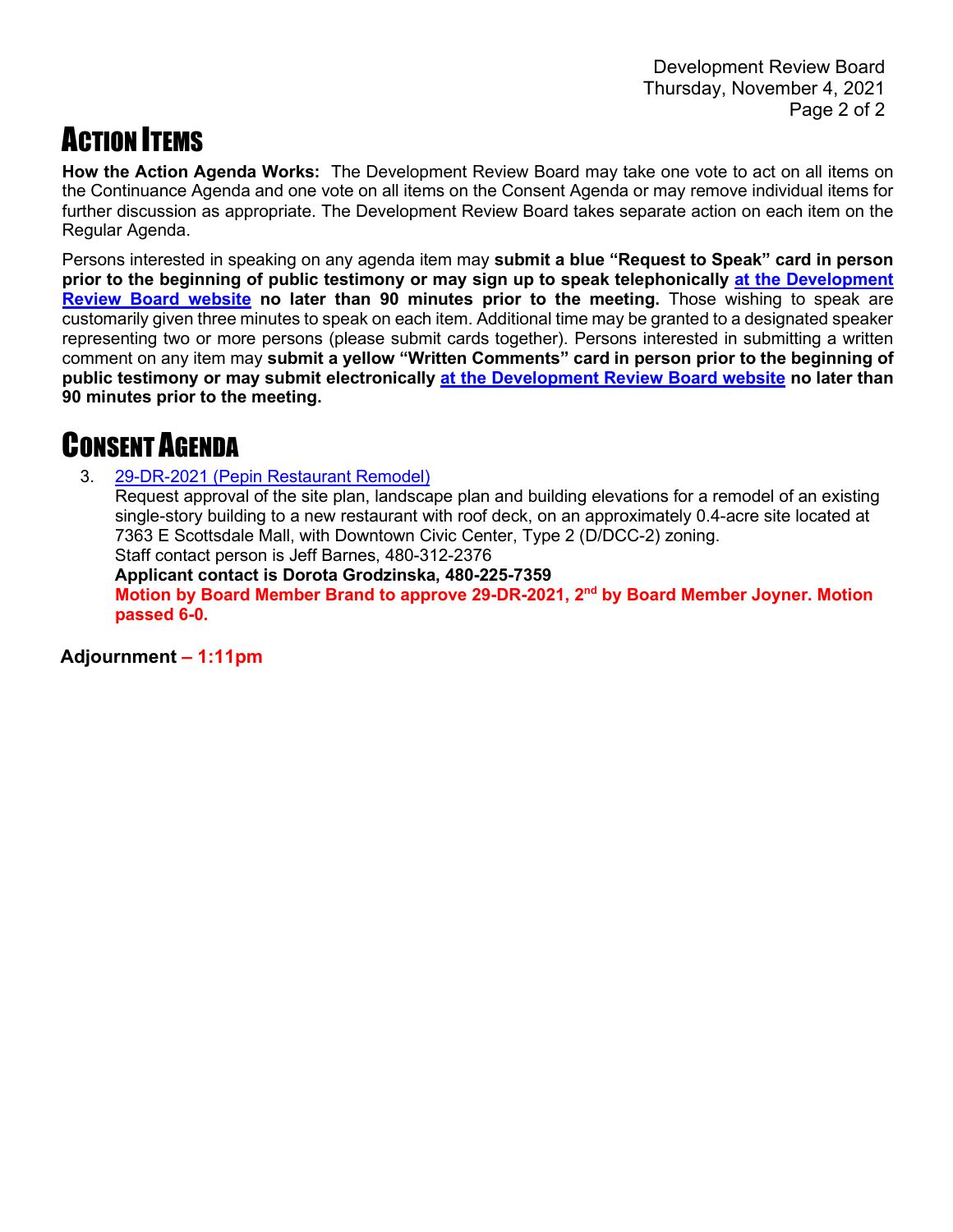# ACTION ITEMS

**How the Action Agenda Works:** The Development Review Board may take one vote to act on all items on the Continuance Agenda and one vote on all items on the Consent Agenda or may remove individual items for further discussion as appropriate. The Development Review Board takes separate action on each item on the Regular Agenda.

Persons interested in speaking on any agenda item may **submit a blue "Request to Speak" card in person prior to the beginning of public testimony or may sign up to speak telephonically at the Development Review Board website no later than 90 minutes prior to the meeting.** Those wishing to speak are customarily given three minutes to speak on each item. Additional time may be granted to a designated speaker representing two or more persons (please submit cards together). Persons interested in submitting a written comment on any item may **submit a yellow "Written Comments" card in person prior to the beginning of public testimony or may submit electronically at the Development Review Board website no later than 90 minutes prior to the meeting.**

# CONSENT AGENDA

3. 29-DR-2021 (Pepin Restaurant Remodel)
   Request approval of the site plan, landscape plan and building elevations for a remodel of an existing single-story building to a new restaurant with roof deck, on an approximately 0.4-acre site located at 7363 E Scottsdale Mall, with Downtown Civic Center, Type 2 (D/DCC-2) zoning.
   Staff contact person is Jeff Barnes, 480-312-2376
   **Applicant contact is Dorota Grodzinska, 480-225-7359**
   **Motion by Board Member Brand to approve 29-DR-2021, 2nd by Board Member Joyner. Motion passed 6-0.**

**Adjournment – 1:11pm**